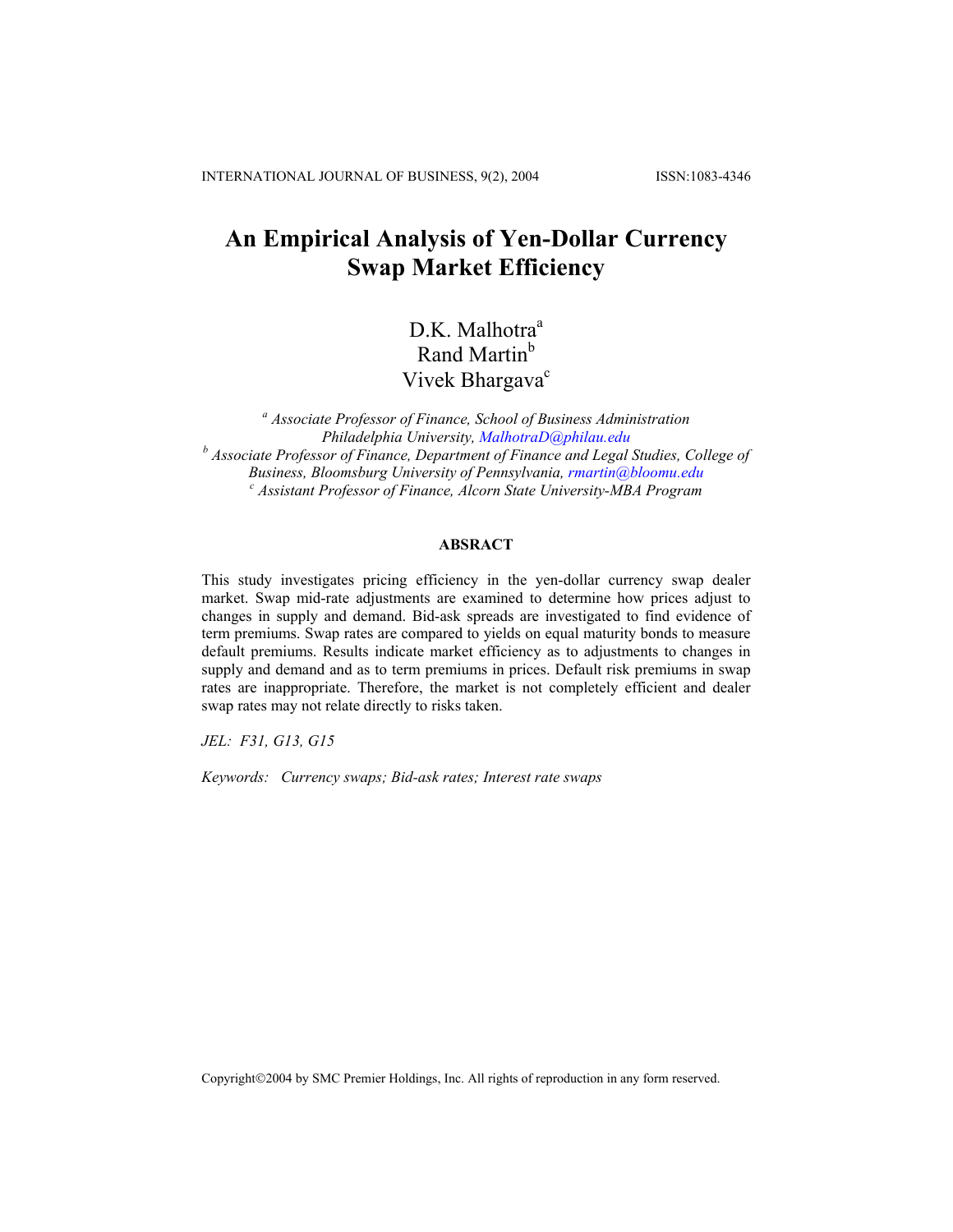# An Empirical Analysis of Yen-Dollar Currency Swap Market Efficiency

D.K. Malhotra[a]
Rand Martin[b]
Vivek Bhargava[c]

[a] *Associate Professor of Finance, School of Business Administration Philadelphia University, MalhotraD@philau.edu*
[b] *Associate Professor of Finance, Department of Finance and Legal Studies, College of Business, Bloomsburg University of Pennsylvania, rmartin@bloomu.edu*
[c] *Assistant Professor of Finance, Alcorn State University-MBA Program*

## ABSRACT

This study investigates pricing efficiency in the yen-dollar currency swap dealer market. Swap mid-rate adjustments are examined to determine how prices adjust to changes in supply and demand. Bid-ask spreads are investigated to find evidence of term premiums. Swap rates are compared to yields on equal maturity bonds to measure default premiums. Results indicate market efficiency as to adjustments to changes in supply and demand and as to term premiums in prices. Default risk premiums in swap rates are inappropriate. Therefore, the market is not completely efficient and dealer swap rates may not relate directly to risks taken.

*JEL: F31, G13, G15*

*Keywords: Currency swaps; Bid-ask rates; Interest rate swaps*

Copyright©2004 by SMC Premier Holdings, Inc. All rights of reproduction in any form reserved.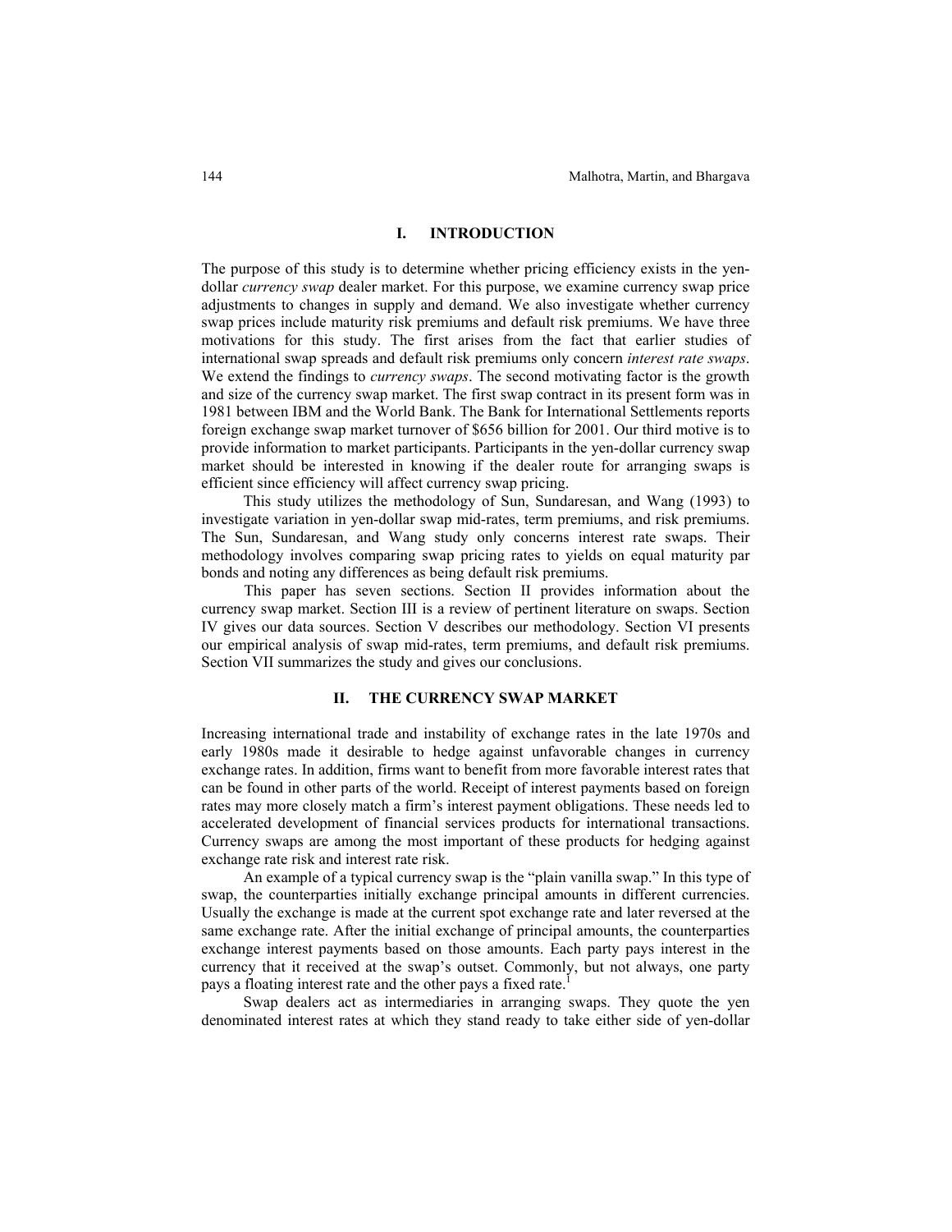## I. INTRODUCTION

The purpose of this study is to determine whether pricing efficiency exists in the yen-dollar *currency swap* dealer market. For this purpose, we examine currency swap price adjustments to changes in supply and demand. We also investigate whether currency swap prices include maturity risk premiums and default risk premiums. We have three motivations for this study. The first arises from the fact that earlier studies of international swap spreads and default risk premiums only concern *interest rate swaps*. We extend the findings to *currency swaps*. The second motivating factor is the growth and size of the currency swap market. The first swap contract in its present form was in 1981 between IBM and the World Bank. The Bank for International Settlements reports foreign exchange swap market turnover of $656 billion for 2001. Our third motive is to provide information to market participants. Participants in the yen-dollar currency swap market should be interested in knowing if the dealer route for arranging swaps is efficient since efficiency will affect currency swap pricing.

This study utilizes the methodology of Sun, Sundaresan, and Wang (1993) to investigate variation in yen-dollar swap mid-rates, term premiums, and risk premiums. The Sun, Sundaresan, and Wang study only concerns interest rate swaps. Their methodology involves comparing swap pricing rates to yields on equal maturity par bonds and noting any differences as being default risk premiums.

This paper has seven sections. Section II provides information about the currency swap market. Section III is a review of pertinent literature on swaps. Section IV gives our data sources. Section V describes our methodology. Section VI presents our empirical analysis of swap mid-rates, term premiums, and default risk premiums. Section VII summarizes the study and gives our conclusions.

## II. THE CURRENCY SWAP MARKET

Increasing international trade and instability of exchange rates in the late 1970s and early 1980s made it desirable to hedge against unfavorable changes in currency exchange rates. In addition, firms want to benefit from more favorable interest rates that can be found in other parts of the world. Receipt of interest payments based on foreign rates may more closely match a firm's interest payment obligations. These needs led to accelerated development of financial services products for international transactions. Currency swaps are among the most important of these products for hedging against exchange rate risk and interest rate risk.

An example of a typical currency swap is the "plain vanilla swap." In this type of swap, the counterparties initially exchange principal amounts in different currencies. Usually the exchange is made at the current spot exchange rate and later reversed at the same exchange rate. After the initial exchange of principal amounts, the counterparties exchange interest payments based on those amounts. Each party pays interest in the currency that it received at the swap's outset. Commonly, but not always, one party pays a floating interest rate and the other pays a fixed rate.[1]

Swap dealers act as intermediaries in arranging swaps. They quote the yen denominated interest rates at which they stand ready to take either side of yen-dollar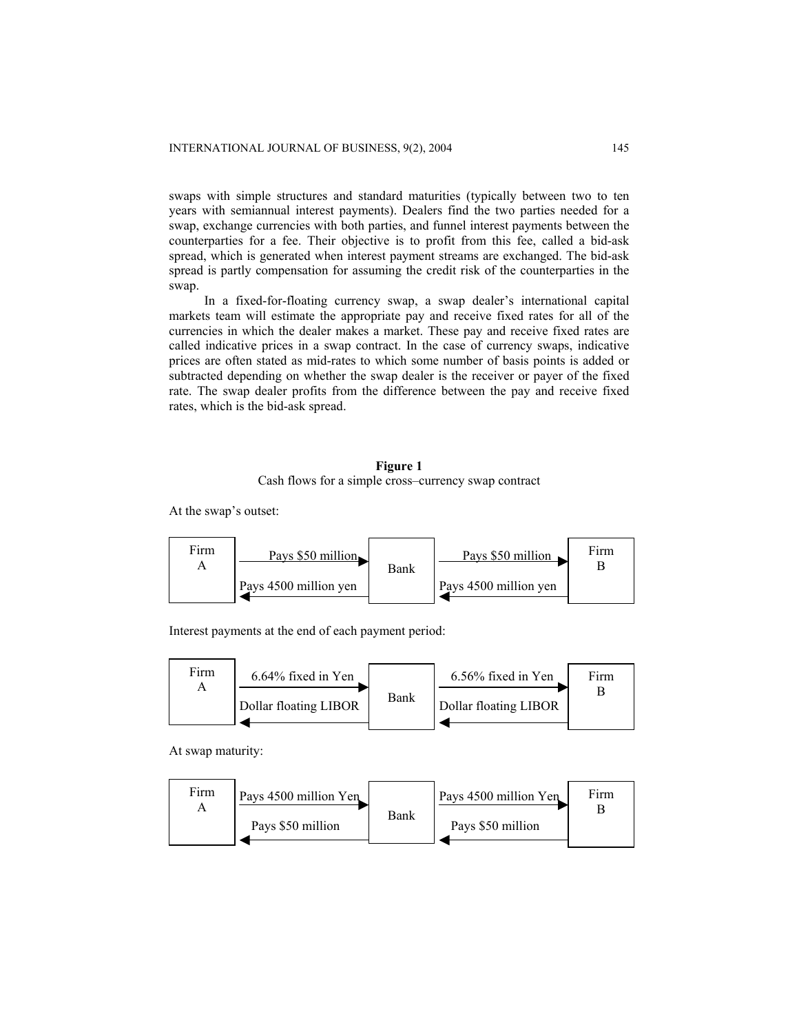swaps with simple structures and standard maturities (typically between two to ten years with semiannual interest payments). Dealers find the two parties needed for a swap, exchange currencies with both parties, and funnel interest payments between the counterparties for a fee. Their objective is to profit from this fee, called a bid-ask spread, which is generated when interest payment streams are exchanged. The bid-ask spread is partly compensation for assuming the credit risk of the counterparties in the swap.

In a fixed-for-floating currency swap, a swap dealer's international capital markets team will estimate the appropriate pay and receive fixed rates for all of the currencies in which the dealer makes a market. These pay and receive fixed rates are called indicative prices in a swap contract. In the case of currency swaps, indicative prices are often stated as mid-rates to which some number of basis points is added or subtracted depending on whether the swap dealer is the receiver or payer of the fixed rate. The swap dealer profits from the difference between the pay and receive fixed rates, which is the bid-ask spread.

**Figure 1**
Cash flows for a simple cross–currency swap contract

At the swap's outset:

Firm A
Pays $50 million
Pays 4500 million yen
Bank
Pays $50 million
Pays 4500 million yen
Firm B

Interest payments at the end of each payment period:

Firm A
6.64% fixed in Yen
Dollar floating LIBOR
Bank
6.56% fixed in Yen
Dollar floating LIBOR
Firm B

At swap maturity:

Firm A
Pays 4500 million Yen
Pays $50 million
Bank
Pays 4500 million Yen
Pays $50 million
Firm B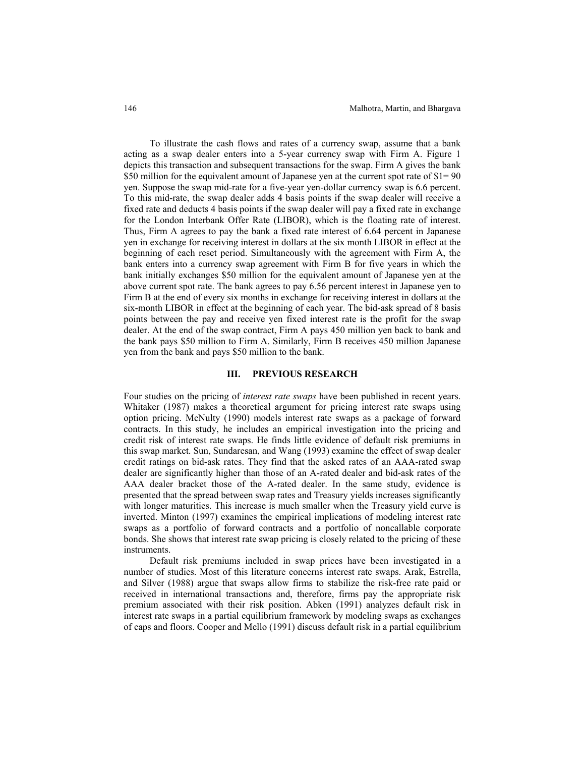To illustrate the cash flows and rates of a currency swap, assume that a bank acting as a swap dealer enters into a 5-year currency swap with Firm A. Figure 1 depicts this transaction and subsequent transactions for the swap. Firm A gives the bank \$50 million for the equivalent amount of Japanese yen at the current spot rate of \$1= 90 yen. Suppose the swap mid-rate for a five-year yen-dollar currency swap is 6.6 percent. To this mid-rate, the swap dealer adds 4 basis points if the swap dealer will receive a fixed rate and deducts 4 basis points if the swap dealer will pay a fixed rate in exchange for the London Interbank Offer Rate (LIBOR), which is the floating rate of interest. Thus, Firm A agrees to pay the bank a fixed rate interest of 6.64 percent in Japanese yen in exchange for receiving interest in dollars at the six month LIBOR in effect at the beginning of each reset period. Simultaneously with the agreement with Firm A, the bank enters into a currency swap agreement with Firm B for five years in which the bank initially exchanges \$50 million for the equivalent amount of Japanese yen at the above current spot rate. The bank agrees to pay 6.56 percent interest in Japanese yen to Firm B at the end of every six months in exchange for receiving interest in dollars at the six-month LIBOR in effect at the beginning of each year. The bid-ask spread of 8 basis points between the pay and receive yen fixed interest rate is the profit for the swap dealer. At the end of the swap contract, Firm A pays 450 million yen back to bank and the bank pays \$50 million to Firm A. Similarly, Firm B receives 450 million Japanese yen from the bank and pays \$50 million to the bank.

## III. PREVIOUS RESEARCH

Four studies on the pricing of *interest rate swaps* have been published in recent years. Whitaker (1987) makes a theoretical argument for pricing interest rate swaps using option pricing. McNulty (1990) models interest rate swaps as a package of forward contracts. In this study, he includes an empirical investigation into the pricing and credit risk of interest rate swaps. He finds little evidence of default risk premiums in this swap market. Sun, Sundaresan, and Wang (1993) examine the effect of swap dealer credit ratings on bid-ask rates. They find that the asked rates of an AAA-rated swap dealer are significantly higher than those of an A-rated dealer and bid-ask rates of the AAA dealer bracket those of the A-rated dealer. In the same study, evidence is presented that the spread between swap rates and Treasury yields increases significantly with longer maturities. This increase is much smaller when the Treasury yield curve is inverted. Minton (1997) examines the empirical implications of modeling interest rate swaps as a portfolio of forward contracts and a portfolio of noncallable corporate bonds. She shows that interest rate swap pricing is closely related to the pricing of these instruments.

Default risk premiums included in swap prices have been investigated in a number of studies. Most of this literature concerns interest rate swaps. Arak, Estrella, and Silver (1988) argue that swaps allow firms to stabilize the risk-free rate paid or received in international transactions and, therefore, firms pay the appropriate risk premium associated with their risk position. Abken (1991) analyzes default risk in interest rate swaps in a partial equilibrium framework by modeling swaps as exchanges of caps and floors. Cooper and Mello (1991) discuss default risk in a partial equilibrium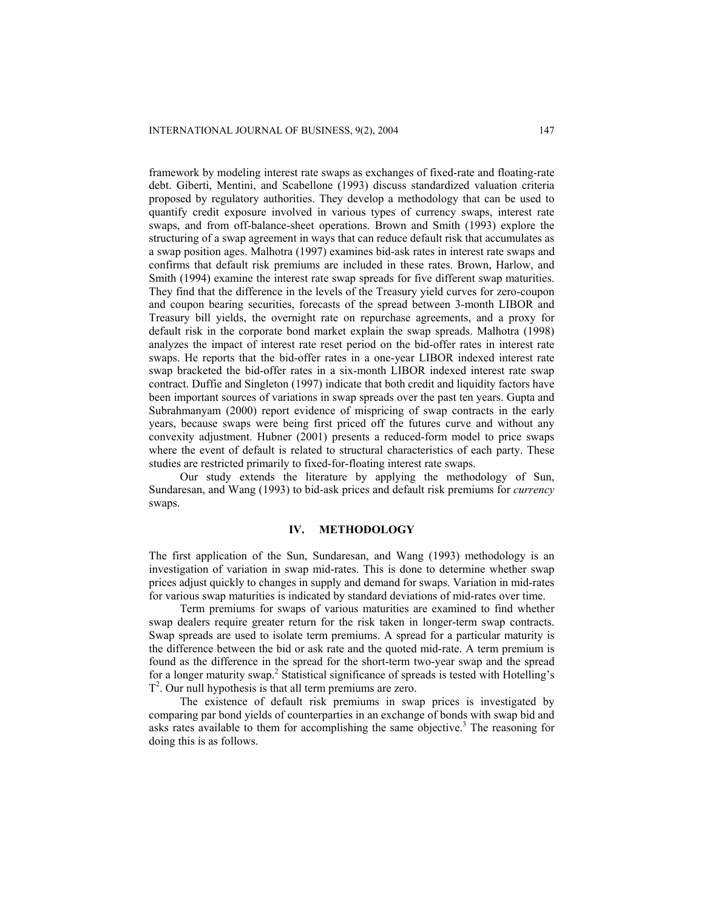framework by modeling interest rate swaps as exchanges of fixed-rate and floating-rate debt. Giberti, Mentini, and Scabellone (1993) discuss standardized valuation criteria proposed by regulatory authorities. They develop a methodology that can be used to quantify credit exposure involved in various types of currency swaps, interest rate swaps, and from off-balance-sheet operations. Brown and Smith (1993) explore the structuring of a swap agreement in ways that can reduce default risk that accumulates as a swap position ages. Malhotra (1997) examines bid-ask rates in interest rate swaps and confirms that default risk premiums are included in these rates. Brown, Harlow, and Smith (1994) examine the interest rate swap spreads for five different swap maturities. They find that the difference in the levels of the Treasury yield curves for zero-coupon and coupon bearing securities, forecasts of the spread between 3-month LIBOR and Treasury bill yields, the overnight rate on repurchase agreements, and a proxy for default risk in the corporate bond market explain the swap spreads. Malhotra (1998) analyzes the impact of interest rate reset period on the bid-offer rates in interest rate swaps. He reports that the bid-offer rates in a one-year LIBOR indexed interest rate swap bracketed the bid-offer rates in a six-month LIBOR indexed interest rate swap contract. Duffie and Singleton (1997) indicate that both credit and liquidity factors have been important sources of variations in swap spreads over the past ten years. Gupta and Subrahmanyam (2000) report evidence of mispricing of swap contracts in the early years, because swaps were being first priced off the futures curve and without any convexity adjustment. Hubner (2001) presents a reduced-form model to price swaps where the event of default is related to structural characteristics of each party. These studies are restricted primarily to fixed-for-floating interest rate swaps.

Our study extends the literature by applying the methodology of Sun, Sundaresan, and Wang (1993) to bid-ask prices and default risk premiums for *currency* swaps.

## IV. METHODOLOGY

The first application of the Sun, Sundaresan, and Wang (1993) methodology is an investigation of variation in swap mid-rates. This is done to determine whether swap prices adjust quickly to changes in supply and demand for swaps. Variation in mid-rates for various swap maturities is indicated by standard deviations of mid-rates over time.

Term premiums for swaps of various maturities are examined to find whether swap dealers require greater return for the risk taken in longer-term swap contracts. Swap spreads are used to isolate term premiums. A spread for a particular maturity is the difference between the bid or ask rate and the quoted mid-rate. A term premium is found as the difference in the spread for the short-term two-year swap and the spread for a longer maturity swap.[2] Statistical significance of spreads is tested with Hotelling's $T^2$. Our null hypothesis is that all term premiums are zero.

The existence of default risk premiums in swap prices is investigated by comparing par bond yields of counterparties in an exchange of bonds with swap bid and asks rates available to them for accomplishing the same objective.[3] The reasoning for doing this is as follows.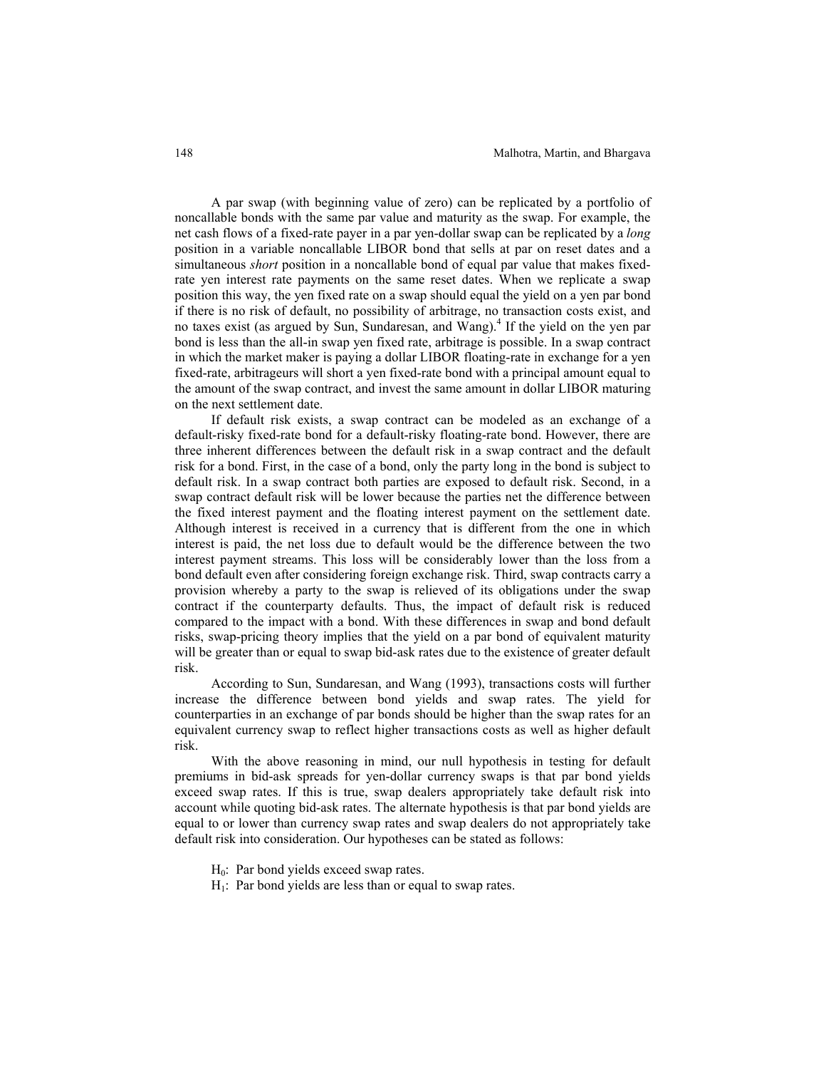A par swap (with beginning value of zero) can be replicated by a portfolio of noncallable bonds with the same par value and maturity as the swap. For example, the net cash flows of a fixed-rate payer in a par yen-dollar swap can be replicated by a *long* position in a variable noncallable LIBOR bond that sells at par on reset dates and a simultaneous *short* position in a noncallable bond of equal par value that makes fixed-rate yen interest rate payments on the same reset dates. When we replicate a swap position this way, the yen fixed rate on a swap should equal the yield on a yen par bond if there is no risk of default, no possibility of arbitrage, no transaction costs exist, and no taxes exist (as argued by Sun, Sundaresan, and Wang).[4] If the yield on the yen par bond is less than the all-in swap yen fixed rate, arbitrage is possible. In a swap contract in which the market maker is paying a dollar LIBOR floating-rate in exchange for a yen fixed-rate, arbitrageurs will short a yen fixed-rate bond with a principal amount equal to the amount of the swap contract, and invest the same amount in dollar LIBOR maturing on the next settlement date.

If default risk exists, a swap contract can be modeled as an exchange of a default-risky fixed-rate bond for a default-risky floating-rate bond. However, there are three inherent differences between the default risk in a swap contract and the default risk for a bond. First, in the case of a bond, only the party long in the bond is subject to default risk. In a swap contract both parties are exposed to default risk. Second, in a swap contract default risk will be lower because the parties net the difference between the fixed interest payment and the floating interest payment on the settlement date. Although interest is received in a currency that is different from the one in which interest is paid, the net loss due to default would be the difference between the two interest payment streams. This loss will be considerably lower than the loss from a bond default even after considering foreign exchange risk. Third, swap contracts carry a provision whereby a party to the swap is relieved of its obligations under the swap contract if the counterparty defaults. Thus, the impact of default risk is reduced compared to the impact with a bond. With these differences in swap and bond default risks, swap-pricing theory implies that the yield on a par bond of equivalent maturity will be greater than or equal to swap bid-ask rates due to the existence of greater default risk.

According to Sun, Sundaresan, and Wang (1993), transactions costs will further increase the difference between bond yields and swap rates. The yield for counterparties in an exchange of par bonds should be higher than the swap rates for an equivalent currency swap to reflect higher transactions costs as well as higher default risk.

With the above reasoning in mind, our null hypothesis in testing for default premiums in bid-ask spreads for yen-dollar currency swaps is that par bond yields exceed swap rates. If this is true, swap dealers appropriately take default risk into account while quoting bid-ask rates. The alternate hypothesis is that par bond yields are equal to or lower than currency swap rates and swap dealers do not appropriately take default risk into consideration. Our hypotheses can be stated as follows:

$H_0$: Par bond yields exceed swap rates.

$H_1$: Par bond yields are less than or equal to swap rates.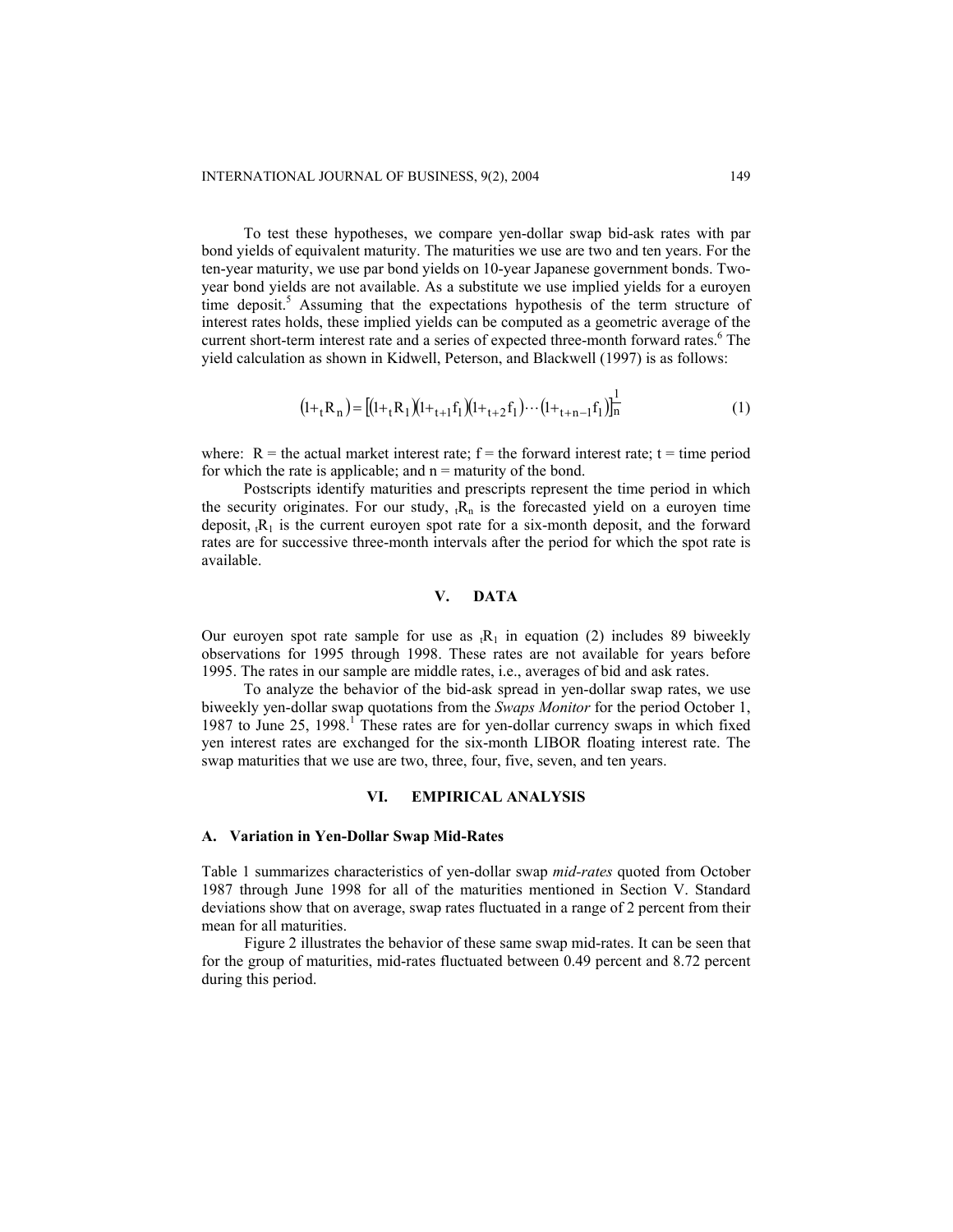To test these hypotheses, we compare yen-dollar swap bid-ask rates with par bond yields of equivalent maturity. The maturities we use are two and ten years. For the ten-year maturity, we use par bond yields on 10-year Japanese government bonds. Two-year bond yields are not available. As a substitute we use implied yields for a euroyen time deposit.[5] Assuming that the expectations hypothesis of the term structure of interest rates holds, these implied yields can be computed as a geometric average of the current short-term interest rate and a series of expected three-month forward rates.[6] The yield calculation as shown in Kidwell, Peterson, and Blackwell (1997) is as follows:

$$\left(1+{}_tR_n\right) = \left[\left(1+{}_tR_1\right)\left(1+{}_{t+1}f_1\right)\left(1+{}_{t+2}f_1\right)\cdots\left(1+{}_{t+n-1}f_1\right)\right]^{\frac{1}{n}} \tag{1}$$

where: R = the actual market interest rate; f = the forward interest rate; t = time period for which the rate is applicable; and n = maturity of the bond.

Postscripts identify maturities and prescripts represent the time period in which the security originates. For our study, ${}_tR_n$ is the forecasted yield on a euroyen time deposit, ${}_tR_1$ is the current euroyen spot rate for a six-month deposit, and the forward rates are for successive three-month intervals after the period for which the spot rate is available.

## V. DATA

Our euroyen spot rate sample for use as ${}_tR_1$ in equation (2) includes 89 biweekly observations for 1995 through 1998. These rates are not available for years before 1995. The rates in our sample are middle rates, i.e., averages of bid and ask rates.

To analyze the behavior of the bid-ask spread in yen-dollar swap rates, we use biweekly yen-dollar swap quotations from the *Swaps Monitor* for the period October 1, 1987 to June 25, 1998.[1] These rates are for yen-dollar currency swaps in which fixed yen interest rates are exchanged for the six-month LIBOR floating interest rate. The swap maturities that we use are two, three, four, five, seven, and ten years.

## VI. EMPIRICAL ANALYSIS

### A. Variation in Yen-Dollar Swap Mid-Rates

Table 1 summarizes characteristics of yen-dollar swap *mid-rates* quoted from October 1987 through June 1998 for all of the maturities mentioned in Section V. Standard deviations show that on average, swap rates fluctuated in a range of 2 percent from their mean for all maturities.

Figure 2 illustrates the behavior of these same swap mid-rates. It can be seen that for the group of maturities, mid-rates fluctuated between 0.49 percent and 8.72 percent during this period.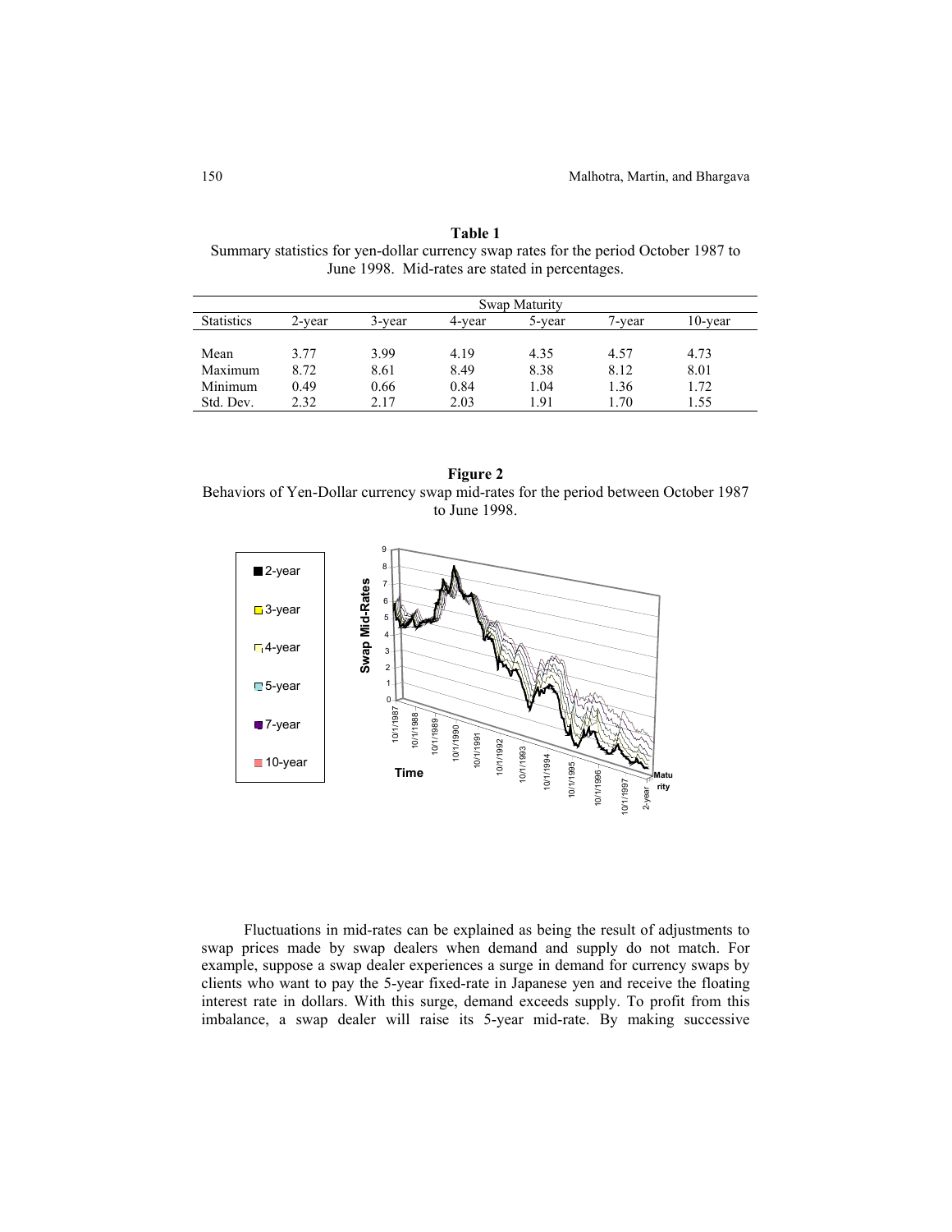**Table 1**

Summary statistics for yen-dollar currency swap rates for the period October 1987 to June 1998. Mid-rates are stated in percentages.

| | Swap Maturity | | | | | |
|---|---|---|---|---|---|---|
| Statistics | 2-year | 3-year | 4-year | 5-year | 7-year | 10-year |
| Mean | 3.77 | 3.99 | 4.19 | 4.35 | 4.57 | 4.73 |
| Maximum | 8.72 | 8.61 | 8.49 | 8.38 | 8.12 | 8.01 |
| Minimum | 0.49 | 0.66 | 0.84 | 1.04 | 1.36 | 1.72 |
| Std. Dev. | 2.32 | 2.17 | 2.03 | 1.91 | 1.70 | 1.55 |

**Figure 2**

Behaviors of Yen-Dollar currency swap mid-rates for the period between October 1987 to June 1998.

2-year
3-year
4-year
5-year
7-year
10-year

Swap Mid-Rates

0
1
2
3
4
5
6
7
8
9

Time

10/1/1987
10/1/1988
10/1/1989
10/1/1990
10/1/1991
10/1/1992
10/1/1993
10/1/1994
10/1/1995
10/1/1996
10/1/1997

2-year

Maturity

Fluctuations in mid-rates can be explained as being the result of adjustments to swap prices made by swap dealers when demand and supply do not match. For example, suppose a swap dealer experiences a surge in demand for currency swaps by clients who want to pay the 5-year fixed-rate in Japanese yen and receive the floating interest rate in dollars. With this surge, demand exceeds supply. To profit from this imbalance, a swap dealer will raise its 5-year mid-rate. By making successive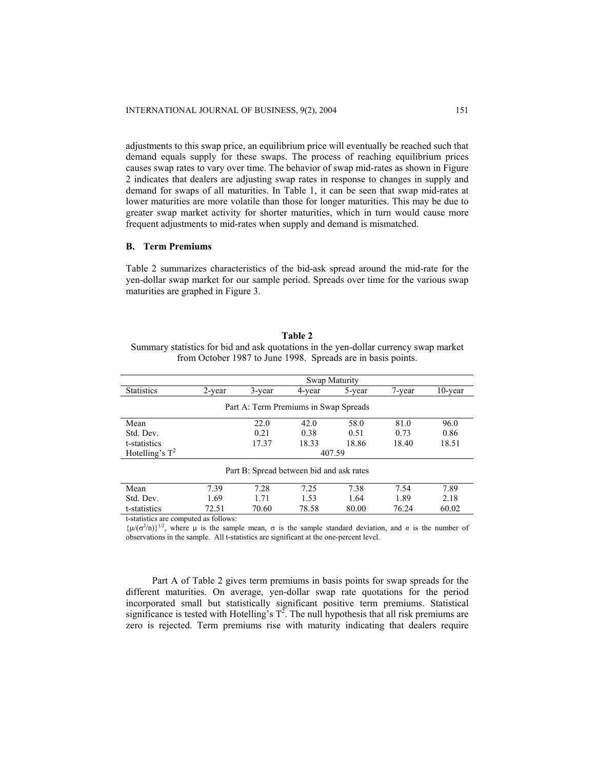adjustments to this swap price, an equilibrium price will eventually be reached such that demand equals supply for these swaps. The process of reaching equilibrium prices causes swap rates to vary over time. The behavior of swap mid-rates as shown in Figure 2 indicates that dealers are adjusting swap rates in response to changes in supply and demand for swaps of all maturities. In Table 1, it can be seen that swap mid-rates at lower maturities are more volatile than those for longer maturities. This may be due to greater swap market activity for shorter maturities, which in turn would cause more frequent adjustments to mid-rates when supply and demand is mismatched.

### B. Term Premiums

Table 2 summarizes characteristics of the bid-ask spread around the mid-rate for the yen-dollar swap market for our sample period. Spreads over time for the various swap maturities are graphed in Figure 3.

**Table 2**

Summary statistics for bid and ask quotations in the yen-dollar currency swap market from October 1987 to June 1998. Spreads are in basis points.

| | Swap Maturity | | | | | |
|---|---|---|---|---|---|---|
| Statistics | 2-year | 3-year | 4-year | 5-year | 7-year | 10-year |
| Part A: Term Premiums in Swap Spreads | | | | | | |
| Mean | | 22.0 | 42.0 | 58.0 | 81.0 | 96.0 |
| Std. Dev. | | 0.21 | 0.38 | 0.51 | 0.73 | 0.86 |
| t-statistics | | 17.37 | 18.33 | 18.86 | 18.40 | 18.51 |
| Hotelling's $T^2$ | 407.59 | | | | | |
| Part B: Spread between bid and ask rates | | | | | | |
| Mean | 7.39 | 7.28 | 7.25 | 7.38 | 7.54 | 7.89 |
| Std. Dev. | 1.69 | 1.71 | 1.53 | 1.64 | 1.89 | 2.18 |
| t-statistics | 72.51 | 70.60 | 78.58 | 80.00 | 76.24 | 60.02 |

t-statistics are computed as follows:
$\{\mu/(\sigma^2/n)\}^{1/2}$, where $\mu$ is the sample mean, $\sigma$ is the sample standard deviation, and $n$ is the number of observations in the sample. All t-statistics are significant at the one-percent level.

Part A of Table 2 gives term premiums in basis points for swap spreads for the different maturities. On average, yen-dollar swap rate quotations for the period incorporated small but statistically significant positive term premiums. Statistical significance is tested with Hotelling's $T^2$. The null hypothesis that all risk premiums are zero is rejected. Term premiums rise with maturity indicating that dealers require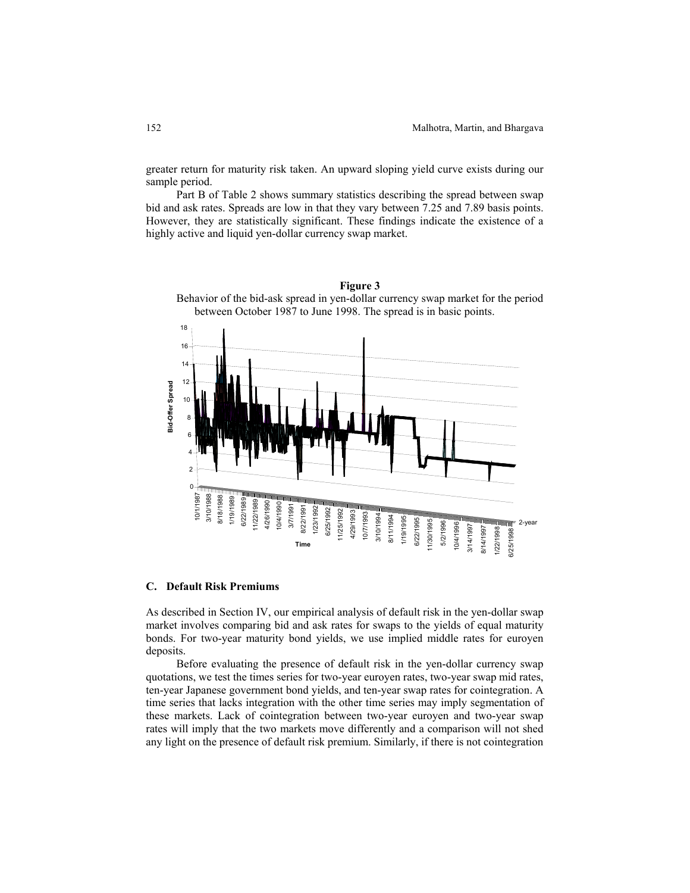greater return for maturity risk taken. An upward sloping yield curve exists during our sample period.

Part B of Table 2 shows summary statistics describing the spread between swap bid and ask rates. Spreads are low in that they vary between 7.25 and 7.89 basis points. However, they are statistically significant. These findings indicate the existence of a highly active and liquid yen-dollar currency swap market.

**Figure 3**

Behavior of the bid-ask spread in yen-dollar currency swap market for the period between October 1987 to June 1998. The spread is in basic points.

## C. Default Risk Premiums

As described in Section IV, our empirical analysis of default risk in the yen-dollar swap market involves comparing bid and ask rates for swaps to the yields of equal maturity bonds. For two-year maturity bond yields, we use implied middle rates for euroyen deposits.

Before evaluating the presence of default risk in the yen-dollar currency swap quotations, we test the times series for two-year euroyen rates, two-year swap mid rates, ten-year Japanese government bond yields, and ten-year swap rates for cointegration. A time series that lacks integration with the other time series may imply segmentation of these markets. Lack of cointegration between two-year euroyen and two-year swap rates will imply that the two markets move differently and a comparison will not shed any light on the presence of default risk premium. Similarly, if there is not cointegration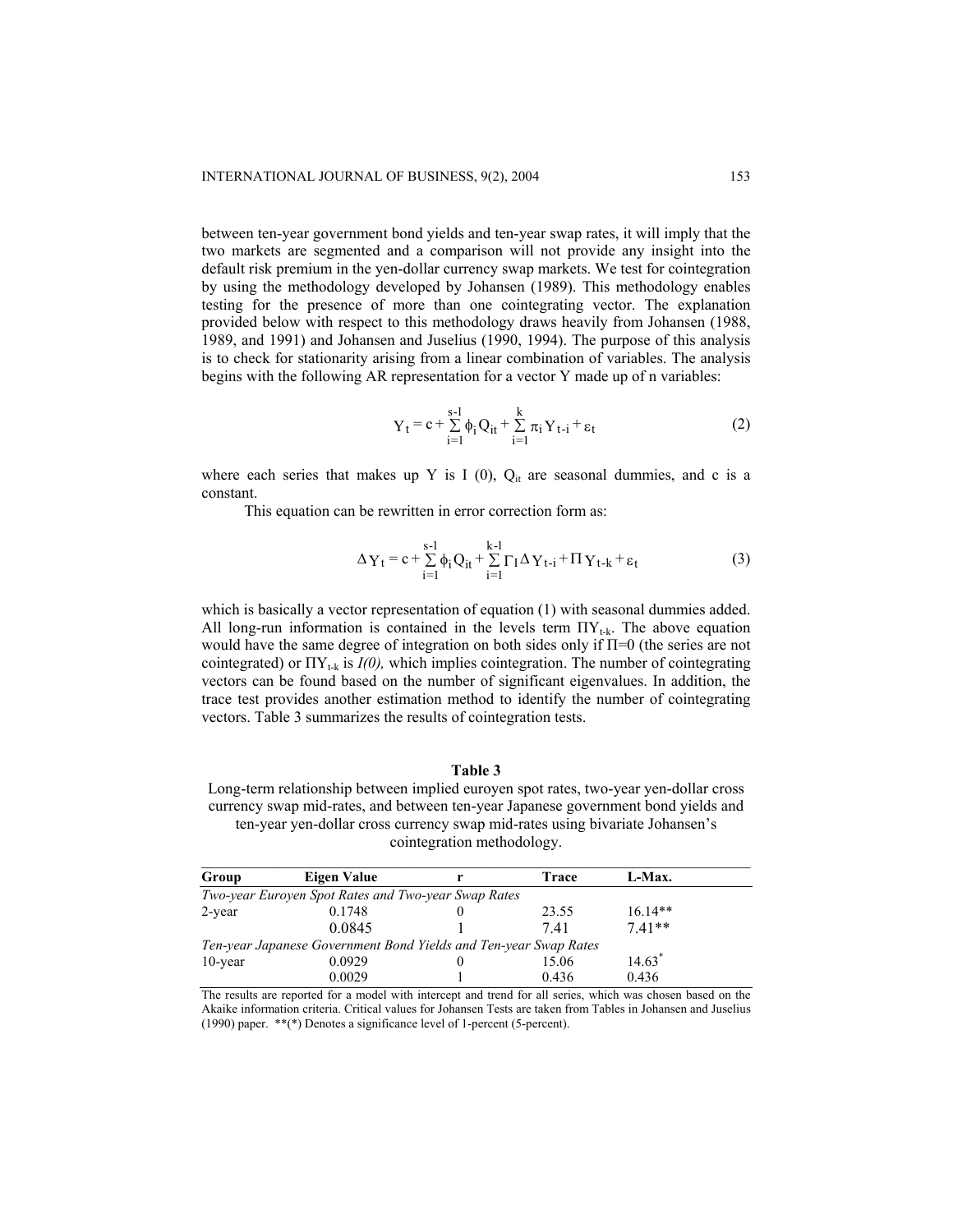between ten-year government bond yields and ten-year swap rates, it will imply that the two markets are segmented and a comparison will not provide any insight into the default risk premium in the yen-dollar currency swap markets. We test for cointegration by using the methodology developed by Johansen (1989). This methodology enables testing for the presence of more than one cointegrating vector. The explanation provided below with respect to this methodology draws heavily from Johansen (1988, 1989, and 1991) and Johansen and Juselius (1990, 1994). The purpose of this analysis is to check for stationarity arising from a linear combination of variables. The analysis begins with the following AR representation for a vector Y made up of n variables:

$$Y_t = c + \sum_{i=1}^{s-1} \phi_i Q_{it} + \sum_{i=1}^{k} \pi_i Y_{t-i} + \varepsilon_t \tag{2}$$

where each series that makes up Y is I (0), $Q_{it}$ are seasonal dummies, and c is a constant.

This equation can be rewritten in error correction form as:

$$\Delta Y_t = c + \sum_{i=1}^{s-1} \phi_i Q_{it} + \sum_{i=1}^{k-1} \Gamma_I \Delta Y_{t-i} + \Pi Y_{t-k} + \varepsilon_t \tag{3}$$

which is basically a vector representation of equation (1) with seasonal dummies added. All long-run information is contained in the levels term $\Pi Y_{t-k}$. The above equation would have the same degree of integration on both sides only if $\Pi=0$ (the series are not cointegrated) or $\Pi Y_{t-k}$ is *I(0),* which implies cointegration. The number of cointegrating vectors can be found based on the number of significant eigenvalues. In addition, the trace test provides another estimation method to identify the number of cointegrating vectors. Table 3 summarizes the results of cointegration tests.

**Table 3**

Long-term relationship between implied euroyen spot rates, two-year yen-dollar cross currency swap mid-rates, and between ten-year Japanese government bond yields and ten-year yen-dollar cross currency swap mid-rates using bivariate Johansen's cointegration methodology.

| Group | Eigen Value | r | Trace | L-Max. |
|---|---|---|---|---|
| *Two-year Euroyen Spot Rates and Two-year Swap Rates* | | | | |
| 2-year | 0.1748 | 0 | 23.55 | 16.14** |
| | 0.0845 | 1 | 7.41 | 7.41** |
| *Ten-year Japanese Government Bond Yields and Ten-year Swap Rates* | | | | |
| 10-year | 0.0929 | 0 | 15.06 | 14.63* |
| | 0.0029 | 1 | 0.436 | 0.436 |

The results are reported for a model with intercept and trend for all series, which was chosen based on the Akaike information criteria. Critical values for Johansen Tests are taken from Tables in Johansen and Juselius (1990) paper. **(*) Denotes a significance level of 1-percent (5-percent).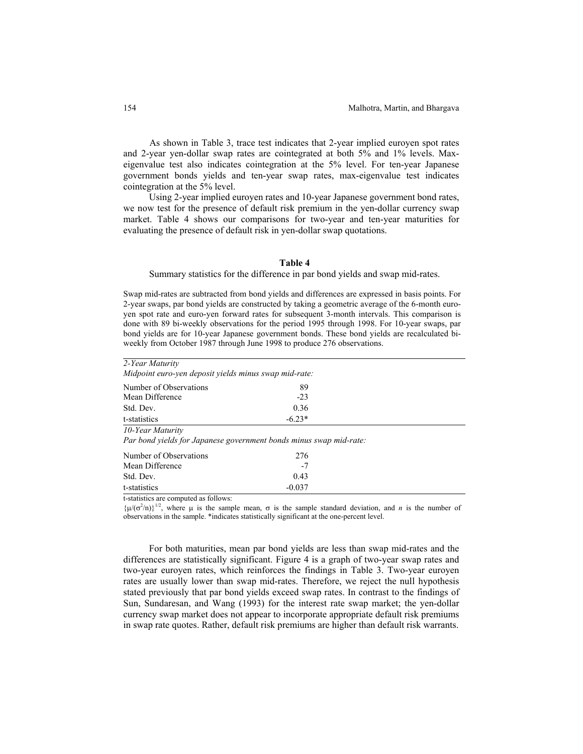As shown in Table 3, trace test indicates that 2-year implied euroyen spot rates and 2-year yen-dollar swap rates are cointegrated at both 5% and 1% levels. Max-eigenvalue test also indicates cointegration at the 5% level. For ten-year Japanese government bonds yields and ten-year swap rates, max-eigenvalue test indicates cointegration at the 5% level.

Using 2-year implied euroyen rates and 10-year Japanese government bond rates, we now test for the presence of default risk premium in the yen-dollar currency swap market. Table 4 shows our comparisons for two-year and ten-year maturities for evaluating the presence of default risk in yen-dollar swap quotations.

**Table 4**

Summary statistics for the difference in par bond yields and swap mid-rates.

Swap mid-rates are subtracted from bond yields and differences are expressed in basis points. For 2-year swaps, par bond yields are constructed by taking a geometric average of the 6-month euro-yen spot rate and euro-yen forward rates for subsequent 3-month intervals. This comparison is done with 89 bi-weekly observations for the period 1995 through 1998. For 10-year swaps, par bond yields are for 10-year Japanese government bonds. These bond yields are recalculated bi-weekly from October 1987 through June 1998 to produce 276 observations.

| | |
|---|---|
| *2-Year Maturity* | |
| *Midpoint euro-yen deposit yields minus swap mid-rate:* | |
| Number of Observations | 89 |
| Mean Difference | -23 |
| Std. Dev. | 0.36 |
| t-statistics | -6.23* |
| *10-Year Maturity* | |
| *Par bond yields for Japanese government bonds minus swap mid-rate:* | |
| Number of Observations | 276 |
| Mean Difference | -7 |
| Std. Dev. | 0.43 |
| t-statistics | -0.037 |

t-statistics are computed as follows:
$\{\mu/(\sigma^2/n)\}^{1/2}$, where $\mu$ is the sample mean, $\sigma$ is the sample standard deviation, and $n$ is the number of observations in the sample. *indicates statistically significant at the one-percent level.

For both maturities, mean par bond yields are less than swap mid-rates and the differences are statistically significant. Figure 4 is a graph of two-year swap rates and two-year euroyen rates, which reinforces the findings in Table 3. Two-year euroyen rates are usually lower than swap mid-rates. Therefore, we reject the null hypothesis stated previously that par bond yields exceed swap rates. In contrast to the findings of Sun, Sundaresan, and Wang (1993) for the interest rate swap market; the yen-dollar currency swap market does not appear to incorporate appropriate default risk premiums in swap rate quotes. Rather, default risk premiums are higher than default risk warrants.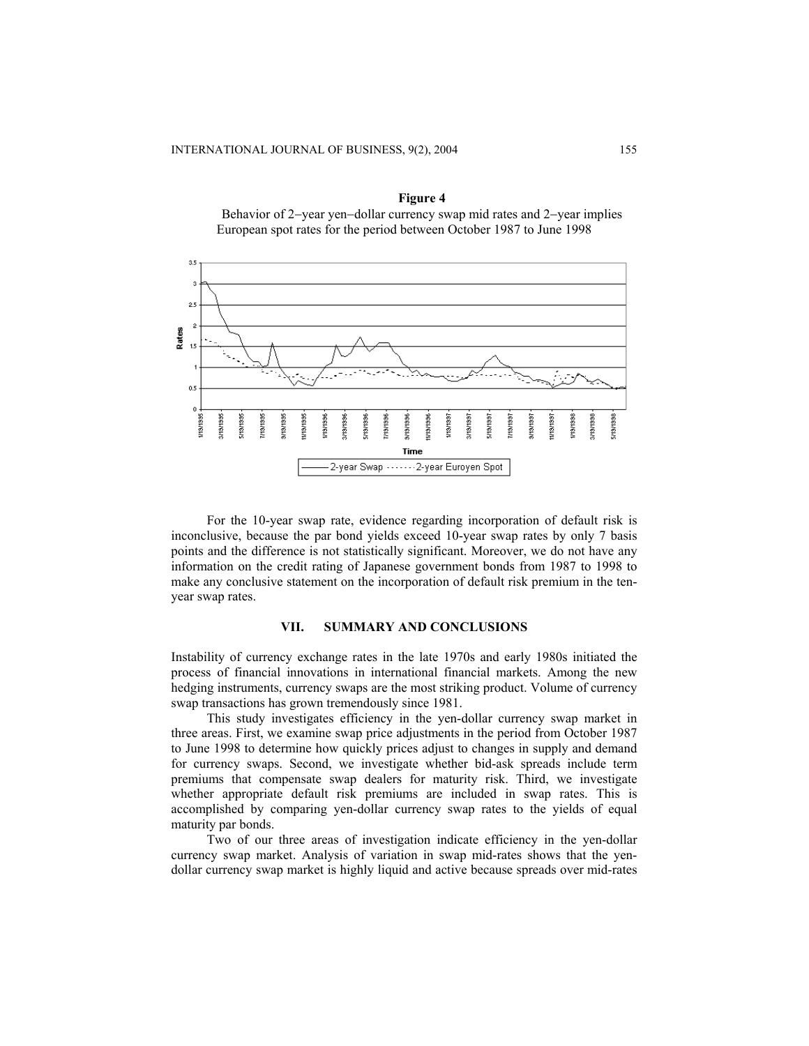**Figure 4**

Behavior of 2−year yen−dollar currency swap mid rates and 2−year implies European spot rates for the period between October 1987 to June 1998

3.5
3
2.5
2
1.5
1
0.5
0

Rates

1/13/1995
3/13/1995
5/13/1995
7/13/1995
9/13/1995
11/13/1995
1/13/1996
3/13/1996
5/13/1996
7/13/1996
9/13/1996
11/13/1996
1/13/1997
3/13/1997
5/13/1997
7/13/1997
9/13/1997
11/13/1997
1/13/1998
3/13/1998
5/13/1998

Time

2-year Swap
2-year Euroyen Spot

For the 10-year swap rate, evidence regarding incorporation of default risk is inconclusive, because the par bond yields exceed 10-year swap rates by only 7 basis points and the difference is not statistically significant. Moreover, we do not have any information on the credit rating of Japanese government bonds from 1987 to 1998 to make any conclusive statement on the incorporation of default risk premium in the ten-year swap rates.

## VII. SUMMARY AND CONCLUSIONS

Instability of currency exchange rates in the late 1970s and early 1980s initiated the process of financial innovations in international financial markets. Among the new hedging instruments, currency swaps are the most striking product. Volume of currency swap transactions has grown tremendously since 1981.

This study investigates efficiency in the yen-dollar currency swap market in three areas. First, we examine swap price adjustments in the period from October 1987 to June 1998 to determine how quickly prices adjust to changes in supply and demand for currency swaps. Second, we investigate whether bid-ask spreads include term premiums that compensate swap dealers for maturity risk. Third, we investigate whether appropriate default risk premiums are included in swap rates. This is accomplished by comparing yen-dollar currency swap rates to the yields of equal maturity par bonds.

Two of our three areas of investigation indicate efficiency in the yen-dollar currency swap market. Analysis of variation in swap mid-rates shows that the yen-dollar currency swap market is highly liquid and active because spreads over mid-rates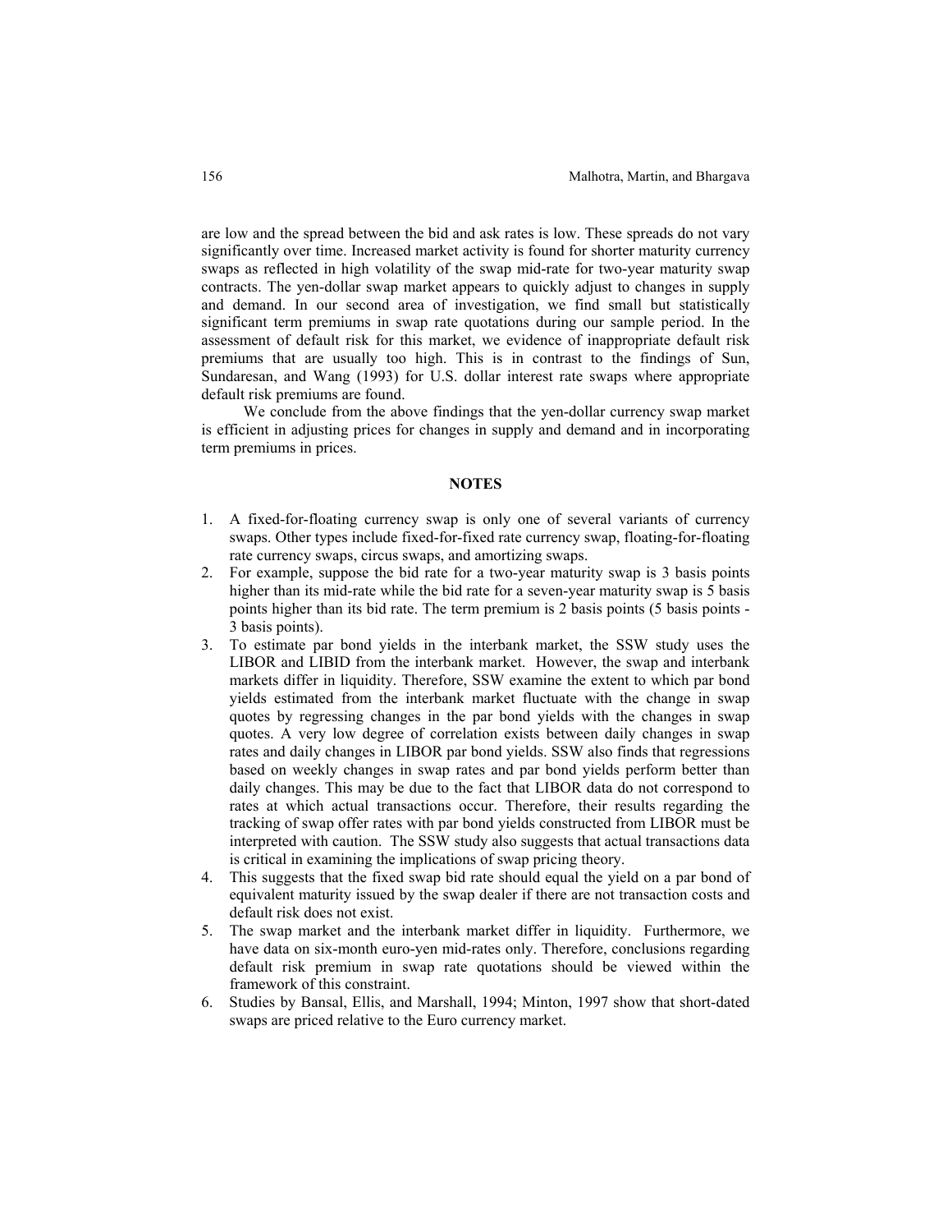are low and the spread between the bid and ask rates is low. These spreads do not vary significantly over time. Increased market activity is found for shorter maturity currency swaps as reflected in high volatility of the swap mid-rate for two-year maturity swap contracts. The yen-dollar swap market appears to quickly adjust to changes in supply and demand. In our second area of investigation, we find small but statistically significant term premiums in swap rate quotations during our sample period. In the assessment of default risk for this market, we evidence of inappropriate default risk premiums that are usually too high. This is in contrast to the findings of Sun, Sundaresan, and Wang (1993) for U.S. dollar interest rate swaps where appropriate default risk premiums are found.

We conclude from the above findings that the yen-dollar currency swap market is efficient in adjusting prices for changes in supply and demand and in incorporating term premiums in prices.

## NOTES

1. A fixed-for-floating currency swap is only one of several variants of currency swaps. Other types include fixed-for-fixed rate currency swap, floating-for-floating rate currency swaps, circus swaps, and amortizing swaps.
2. For example, suppose the bid rate for a two-year maturity swap is 3 basis points higher than its mid-rate while the bid rate for a seven-year maturity swap is 5 basis points higher than its bid rate. The term premium is 2 basis points (5 basis points - 3 basis points).
3. To estimate par bond yields in the interbank market, the SSW study uses the LIBOR and LIBID from the interbank market. However, the swap and interbank markets differ in liquidity. Therefore, SSW examine the extent to which par bond yields estimated from the interbank market fluctuate with the change in swap quotes by regressing changes in the par bond yields with the changes in swap quotes. A very low degree of correlation exists between daily changes in swap rates and daily changes in LIBOR par bond yields. SSW also finds that regressions based on weekly changes in swap rates and par bond yields perform better than daily changes. This may be due to the fact that LIBOR data do not correspond to rates at which actual transactions occur. Therefore, their results regarding the tracking of swap offer rates with par bond yields constructed from LIBOR must be interpreted with caution. The SSW study also suggests that actual transactions data is critical in examining the implications of swap pricing theory.
4. This suggests that the fixed swap bid rate should equal the yield on a par bond of equivalent maturity issued by the swap dealer if there are not transaction costs and default risk does not exist.
5. The swap market and the interbank market differ in liquidity. Furthermore, we have data on six-month euro-yen mid-rates only. Therefore, conclusions regarding default risk premium in swap rate quotations should be viewed within the framework of this constraint.
6. Studies by Bansal, Ellis, and Marshall, 1994; Minton, 1997 show that short-dated swaps are priced relative to the Euro currency market.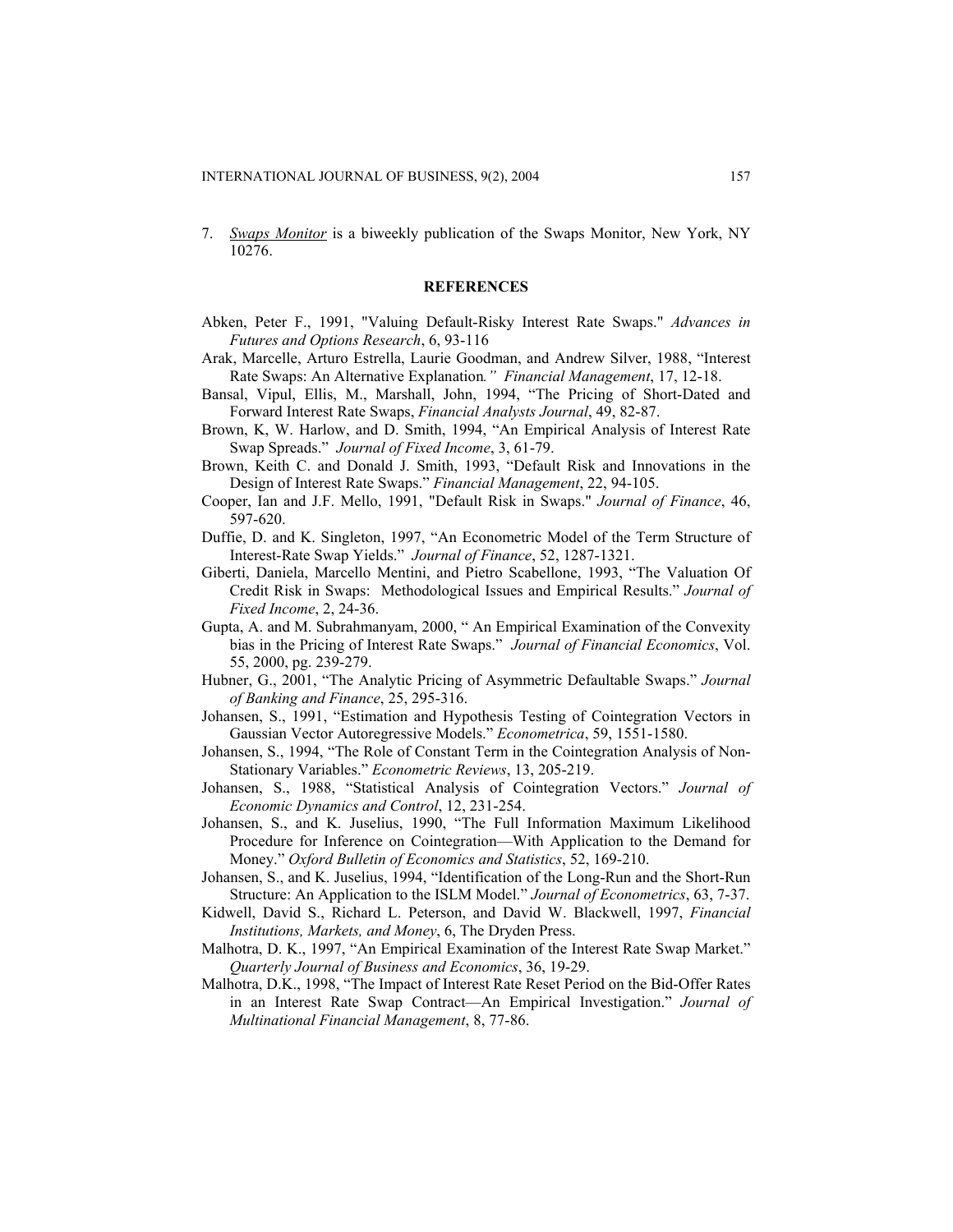7. *Swaps Monitor* is a biweekly publication of the Swaps Monitor, New York, NY 10276.

## REFERENCES

Abken, Peter F., 1991, "Valuing Default-Risky Interest Rate Swaps." *Advances in Futures and Options Research*, 6, 93-116

Arak, Marcelle, Arturo Estrella, Laurie Goodman, and Andrew Silver, 1988, "Interest Rate Swaps: An Alternative Explanation*." Financial Management*, 17, 12-18.

Bansal, Vipul, Ellis, M., Marshall, John, 1994, "The Pricing of Short-Dated and Forward Interest Rate Swaps, *Financial Analysts Journal*, 49, 82-87.

Brown, K, W. Harlow, and D. Smith, 1994, "An Empirical Analysis of Interest Rate Swap Spreads." *Journal of Fixed Income*, 3, 61-79.

Brown, Keith C. and Donald J. Smith, 1993, "Default Risk and Innovations in the Design of Interest Rate Swaps." *Financial Management*, 22, 94-105.

Cooper, Ian and J.F. Mello, 1991, "Default Risk in Swaps." *Journal of Finance*, 46, 597-620.

Duffie, D. and K. Singleton, 1997, "An Econometric Model of the Term Structure of Interest-Rate Swap Yields." *Journal of Finance*, 52, 1287-1321.

Giberti, Daniela, Marcello Mentini, and Pietro Scabellone, 1993, "The Valuation Of Credit Risk in Swaps: Methodological Issues and Empirical Results." *Journal of Fixed Income*, 2, 24-36.

Gupta, A. and M. Subrahmanyam, 2000, " An Empirical Examination of the Convexity bias in the Pricing of Interest Rate Swaps." *Journal of Financial Economics*, Vol. 55, 2000, pg. 239-279.

Hubner, G., 2001, "The Analytic Pricing of Asymmetric Defaultable Swaps." *Journal of Banking and Finance*, 25, 295-316.

Johansen, S., 1991, "Estimation and Hypothesis Testing of Cointegration Vectors in Gaussian Vector Autoregressive Models." *Econometrica*, 59, 1551-1580.

Johansen, S., 1994, "The Role of Constant Term in the Cointegration Analysis of Non-Stationary Variables." *Econometric Reviews*, 13, 205-219.

Johansen, S., 1988, "Statistical Analysis of Cointegration Vectors." *Journal of Economic Dynamics and Control*, 12, 231-254.

Johansen, S., and K. Juselius, 1990, "The Full Information Maximum Likelihood Procedure for Inference on Cointegration—With Application to the Demand for Money." *Oxford Bulletin of Economics and Statistics*, 52, 169-210.

Johansen, S., and K. Juselius, 1994, "Identification of the Long-Run and the Short-Run Structure: An Application to the ISLM Model." *Journal of Econometrics*, 63, 7-37.

Kidwell, David S., Richard L. Peterson, and David W. Blackwell, 1997, *Financial Institutions, Markets, and Money*, 6, The Dryden Press.

Malhotra, D. K., 1997, "An Empirical Examination of the Interest Rate Swap Market." *Quarterly Journal of Business and Economics*, 36, 19-29.

Malhotra, D.K., 1998, "The Impact of Interest Rate Reset Period on the Bid-Offer Rates in an Interest Rate Swap Contract—An Empirical Investigation." *Journal of Multinational Financial Management*, 8, 77-86.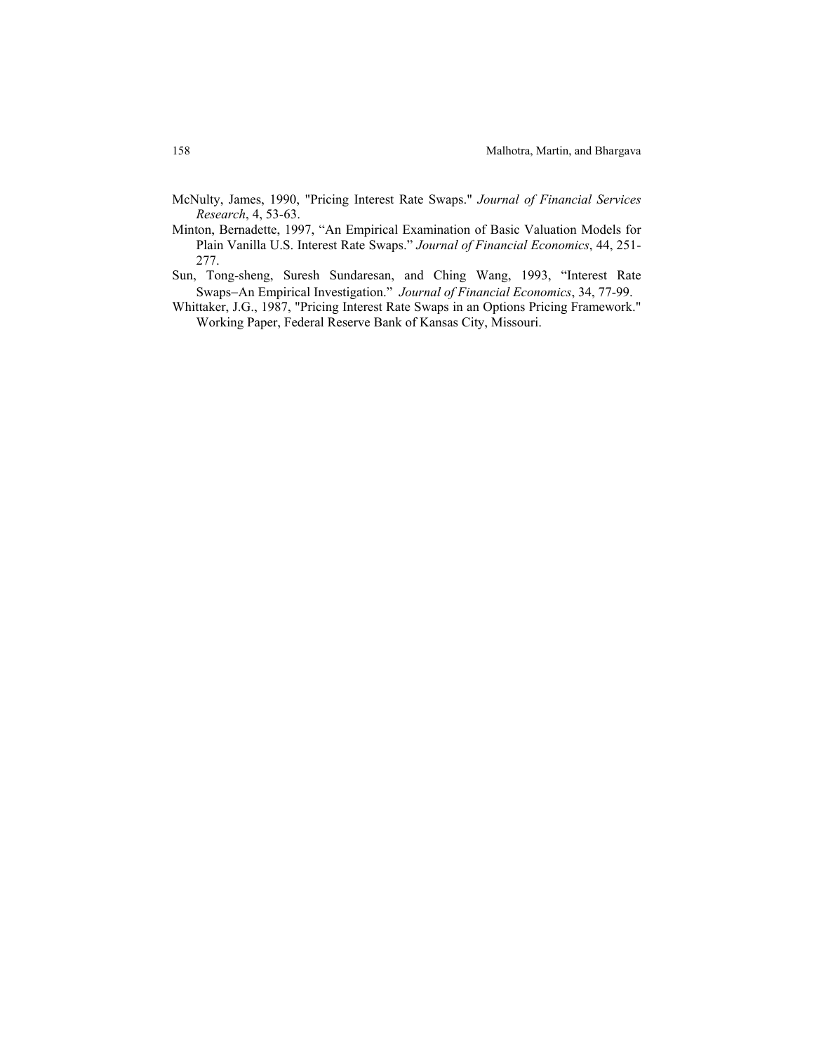McNulty, James, 1990, "Pricing Interest Rate Swaps." *Journal of Financial Services Research*, 4, 53-63.

Minton, Bernadette, 1997, "An Empirical Examination of Basic Valuation Models for Plain Vanilla U.S. Interest Rate Swaps." *Journal of Financial Economics*, 44, 251-277.

Sun, Tong-sheng, Suresh Sundaresan, and Ching Wang, 1993, "Interest Rate Swaps–An Empirical Investigation." *Journal of Financial Economics*, 34, 77-99.

Whittaker, J.G., 1987, "Pricing Interest Rate Swaps in an Options Pricing Framework." Working Paper, Federal Reserve Bank of Kansas City, Missouri.